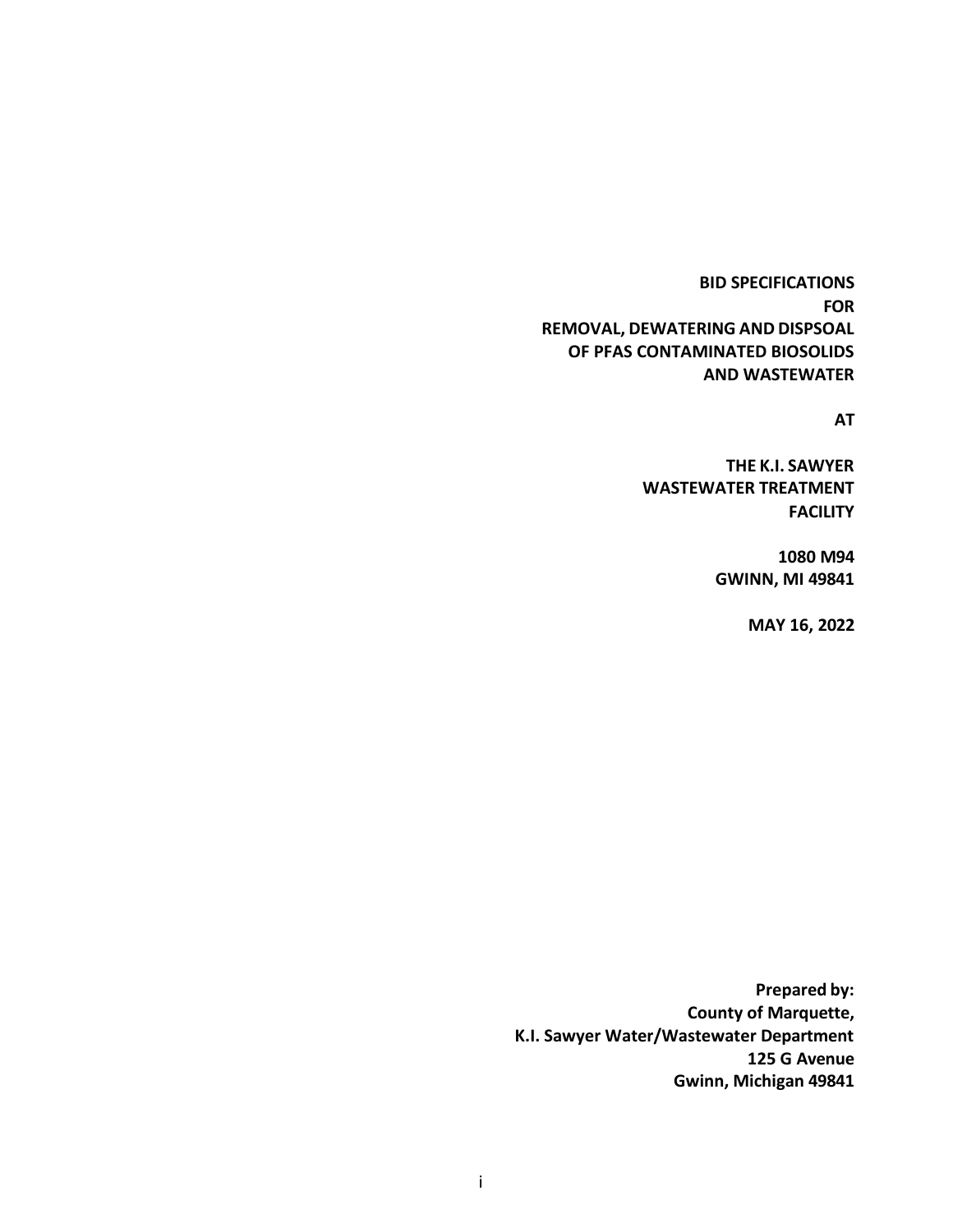**BID SPECIFICATIONS**
**FOR**
**REMOVAL, DEWATERING AND DISPSOAL**
**OF PFAS CONTAMINATED BIOSOLIDS**
**AND WASTEWATER**

**AT**

**THE K.I. SAWYER**
**WASTEWATER TREATMENT**
**FACILITY**

**1080 M94**
**GWINN, MI 49841**

**MAY 16, 2022**

**Prepared by:**
**County of Marquette,**
**K.I. Sawyer Water/Wastewater Department**
**125 G Avenue**
**Gwinn, Michigan 49841**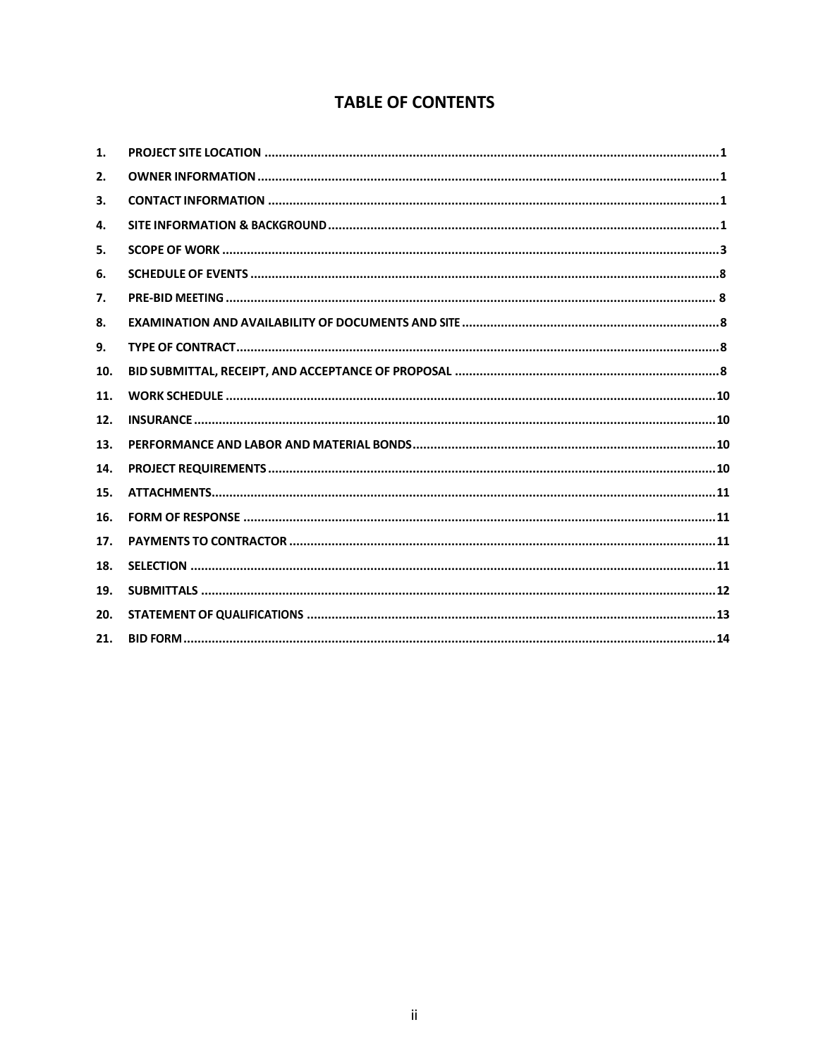# TABLE OF CONTENTS

1. PROJECT SITE LOCATION ........ 1
2. OWNER INFORMATION ........ 1
3. CONTACT INFORMATION ........ 1
4. SITE INFORMATION & BACKGROUND ........ 1
5. SCOPE OF WORK ........ 3
6. SCHEDULE OF EVENTS ........ 8
7. PRE-BID MEETING ........ 8
8. EXAMINATION AND AVAILABILITY OF DOCUMENTS AND SITE ........ 8
9. TYPE OF CONTRACT ........ 8
10. BID SUBMITTAL, RECEIPT, AND ACCEPTANCE OF PROPOSAL ........ 8
11. WORK SCHEDULE ........ 10
12. INSURANCE ........ 10
13. PERFORMANCE AND LABOR AND MATERIAL BONDS ........ 10
14. PROJECT REQUIREMENTS ........ 10
15. ATTACHMENTS ........ 11
16. FORM OF RESPONSE ........ 11
17. PAYMENTS TO CONTRACTOR ........ 11
18. SELECTION ........ 11
19. SUBMITTALS ........ 12
20. STATEMENT OF QUALIFICATIONS ........ 13
21. BID FORM ........ 14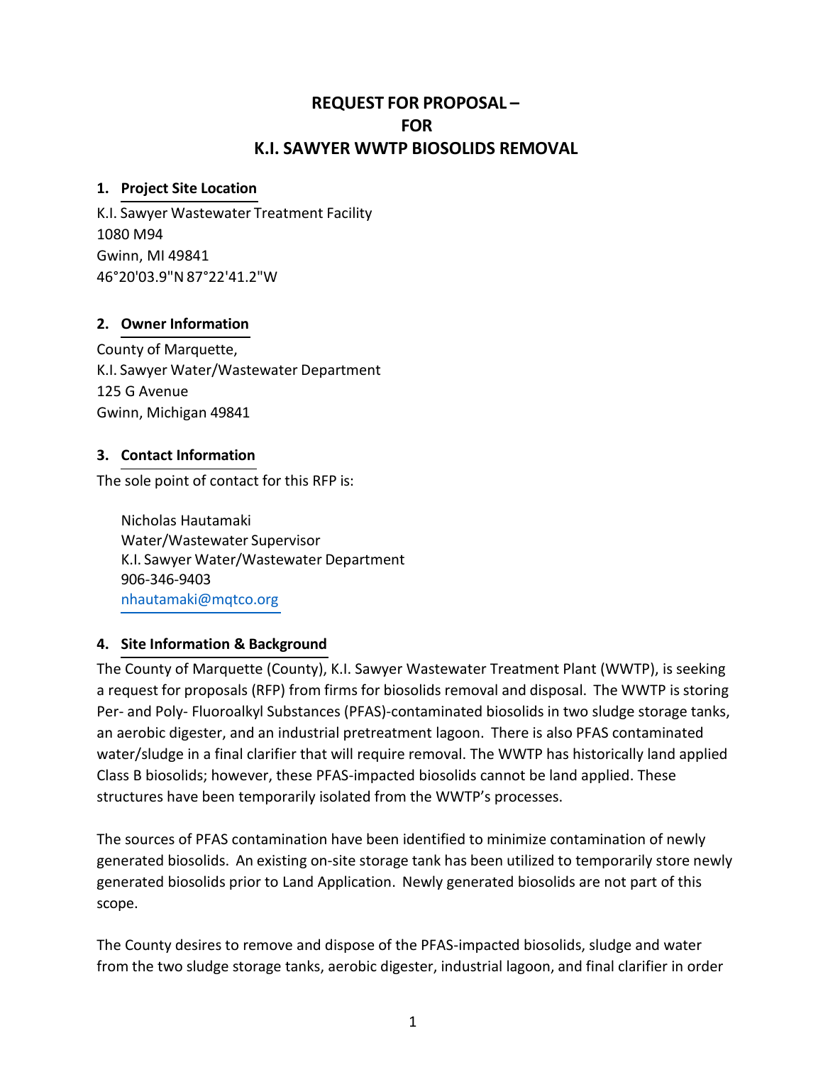# REQUEST FOR PROPOSAL – FOR K.I. SAWYER WWTP BIOSOLIDS REMOVAL

## 1. Project Site Location

K.I. Sawyer Wastewater Treatment Facility
1080 M94
Gwinn, MI 49841
46°20'03.9"N 87°22'41.2"W

## 2. Owner Information

County of Marquette,
K.I. Sawyer Water/Wastewater Department
125 G Avenue
Gwinn, Michigan 49841

## 3. Contact Information

The sole point of contact for this RFP is:

Nicholas Hautamaki
Water/Wastewater Supervisor
K.I. Sawyer Water/Wastewater Department
906-346-9403
nhautamaki@mqtco.org

## 4. Site Information & Background

The County of Marquette (County), K.I. Sawyer Wastewater Treatment Plant (WWTP), is seeking a request for proposals (RFP) from firms for biosolids removal and disposal. The WWTP is storing Per- and Poly- Fluoroalkyl Substances (PFAS)-contaminated biosolids in two sludge storage tanks, an aerobic digester, and an industrial pretreatment lagoon. There is also PFAS contaminated water/sludge in a final clarifier that will require removal. The WWTP has historically land applied Class B biosolids; however, these PFAS-impacted biosolids cannot be land applied. These structures have been temporarily isolated from the WWTP's processes.

The sources of PFAS contamination have been identified to minimize contamination of newly generated biosolids. An existing on-site storage tank has been utilized to temporarily store newly generated biosolids prior to Land Application. Newly generated biosolids are not part of this scope.

The County desires to remove and dispose of the PFAS-impacted biosolids, sludge and water from the two sludge storage tanks, aerobic digester, industrial lagoon, and final clarifier in order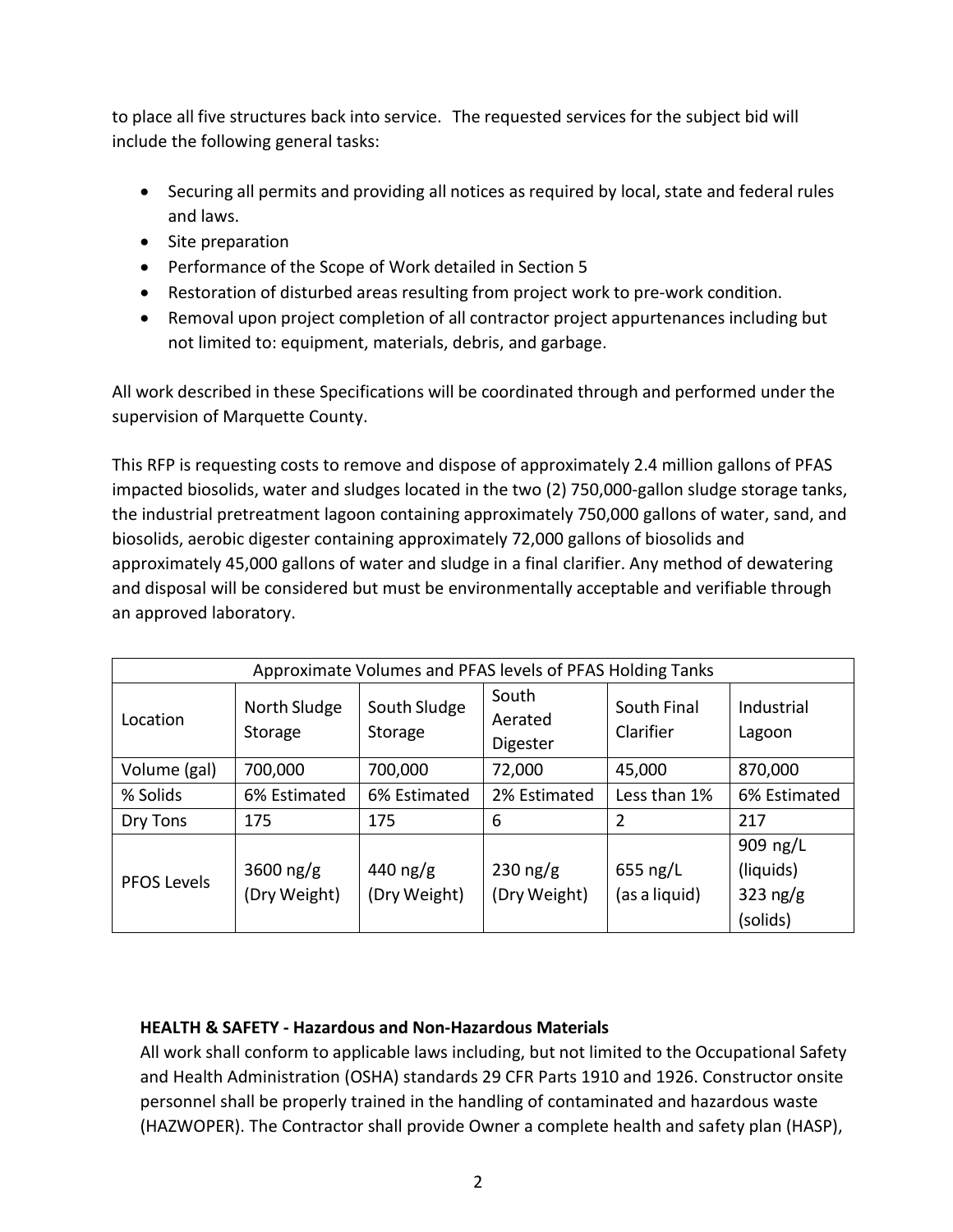to place all five structures back into service. The requested services for the subject bid will include the following general tasks:

- Securing all permits and providing all notices as required by local, state and federal rules and laws.
- Site preparation
- Performance of the Scope of Work detailed in Section 5
- Restoration of disturbed areas resulting from project work to pre-work condition.
- Removal upon project completion of all contractor project appurtenances including but not limited to: equipment, materials, debris, and garbage.

All work described in these Specifications will be coordinated through and performed under the supervision of Marquette County.

This RFP is requesting costs to remove and dispose of approximately 2.4 million gallons of PFAS impacted biosolids, water and sludges located in the two (2) 750,000-gallon sludge storage tanks, the industrial pretreatment lagoon containing approximately 750,000 gallons of water, sand, and biosolids, aerobic digester containing approximately 72,000 gallons of biosolids and approximately 45,000 gallons of water and sludge in a final clarifier. Any method of dewatering and disposal will be considered but must be environmentally acceptable and verifiable through an approved laboratory.

| Approximate Volumes and PFAS levels of PFAS Holding Tanks | | | | | |
|---|---|---|---|---|---|
| Location | North Sludge Storage | South Sludge Storage | South Aerated Digester | South Final Clarifier | Industrial Lagoon |
| Volume (gal) | 700,000 | 700,000 | 72,000 | 45,000 | 870,000 |
| % Solids | 6% Estimated | 6% Estimated | 2% Estimated | Less than 1% | 6% Estimated |
| Dry Tons | 175 | 175 | 6 | 2 | 217 |
| PFOS Levels | 3600 ng/g (Dry Weight) | 440 ng/g (Dry Weight) | 230 ng/g (Dry Weight) | 655 ng/L (as a liquid) | 909 ng/L (liquids) 323 ng/g (solids) |

**HEALTH & SAFETY - Hazardous and Non-Hazardous Materials**

All work shall conform to applicable laws including, but not limited to the Occupational Safety and Health Administration (OSHA) standards 29 CFR Parts 1910 and 1926. Constructor onsite personnel shall be properly trained in the handling of contaminated and hazardous waste (HAZWOPER). The Contractor shall provide Owner a complete health and safety plan (HASP),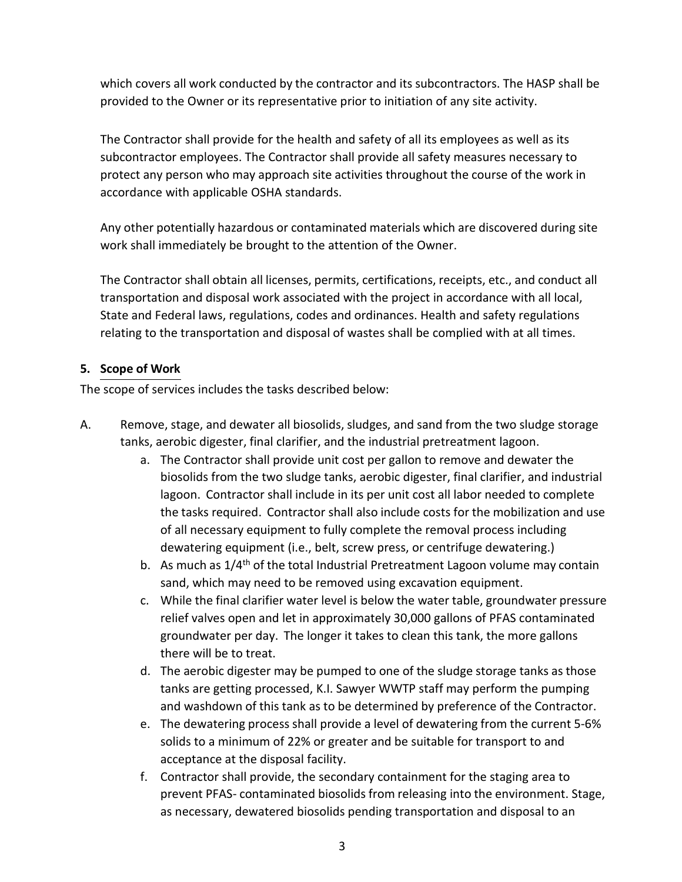which covers all work conducted by the contractor and its subcontractors. The HASP shall be provided to the Owner or its representative prior to initiation of any site activity.

The Contractor shall provide for the health and safety of all its employees as well as its subcontractor employees. The Contractor shall provide all safety measures necessary to protect any person who may approach site activities throughout the course of the work in accordance with applicable OSHA standards.

Any other potentially hazardous or contaminated materials which are discovered during site work shall immediately be brought to the attention of the Owner.

The Contractor shall obtain all licenses, permits, certifications, receipts, etc., and conduct all transportation and disposal work associated with the project in accordance with all local, State and Federal laws, regulations, codes and ordinances. Health and safety regulations relating to the transportation and disposal of wastes shall be complied with at all times.

## 5. Scope of Work

The scope of services includes the tasks described below:

A. Remove, stage, and dewater all biosolids, sludges, and sand from the two sludge storage tanks, aerobic digester, final clarifier, and the industrial pretreatment lagoon.

   a. The Contractor shall provide unit cost per gallon to remove and dewater the biosolids from the two sludge tanks, aerobic digester, final clarifier, and industrial lagoon. Contractor shall include in its per unit cost all labor needed to complete the tasks required. Contractor shall also include costs for the mobilization and use of all necessary equipment to fully complete the removal process including dewatering equipment (i.e., belt, screw press, or centrifuge dewatering.)
   b. As much as 1/4th of the total Industrial Pretreatment Lagoon volume may contain sand, which may need to be removed using excavation equipment.
   c. While the final clarifier water level is below the water table, groundwater pressure relief valves open and let in approximately 30,000 gallons of PFAS contaminated groundwater per day. The longer it takes to clean this tank, the more gallons there will be to treat.
   d. The aerobic digester may be pumped to one of the sludge storage tanks as those tanks are getting processed, K.I. Sawyer WWTP staff may perform the pumping and washdown of this tank as to be determined by preference of the Contractor.
   e. The dewatering process shall provide a level of dewatering from the current 5-6% solids to a minimum of 22% or greater and be suitable for transport to and acceptance at the disposal facility.
   f. Contractor shall provide, the secondary containment for the staging area to prevent PFAS- contaminated biosolids from releasing into the environment. Stage, as necessary, dewatered biosolids pending transportation and disposal to an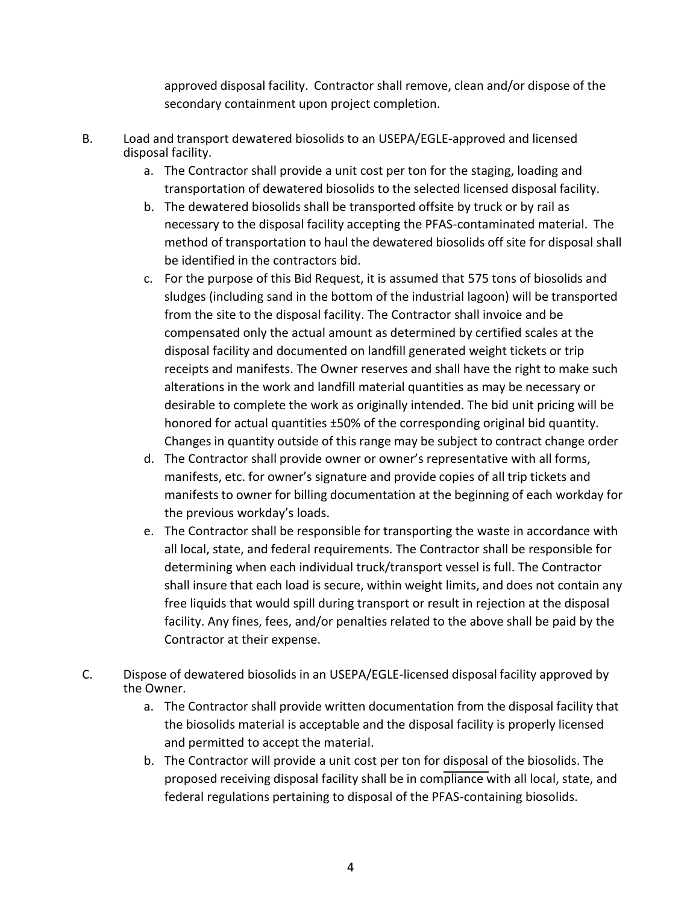approved disposal facility. Contractor shall remove, clean and/or dispose of the secondary containment upon project completion.

B. Load and transport dewatered biosolids to an USEPA/EGLE-approved and licensed disposal facility.

   a. The Contractor shall provide a unit cost per ton for the staging, loading and transportation of dewatered biosolids to the selected licensed disposal facility.
   b. The dewatered biosolids shall be transported offsite by truck or by rail as necessary to the disposal facility accepting the PFAS-contaminated material. The method of transportation to haul the dewatered biosolids off site for disposal shall be identified in the contractors bid.
   c. For the purpose of this Bid Request, it is assumed that 575 tons of biosolids and sludges (including sand in the bottom of the industrial lagoon) will be transported from the site to the disposal facility. The Contractor shall invoice and be compensated only the actual amount as determined by certified scales at the disposal facility and documented on landfill generated weight tickets or trip receipts and manifests. The Owner reserves and shall have the right to make such alterations in the work and landfill material quantities as may be necessary or desirable to complete the work as originally intended. The bid unit pricing will be honored for actual quantities ±50% of the corresponding original bid quantity. Changes in quantity outside of this range may be subject to contract change order
   d. The Contractor shall provide owner or owner's representative with all forms, manifests, etc. for owner's signature and provide copies of all trip tickets and manifests to owner for billing documentation at the beginning of each workday for the previous workday's loads.
   e. The Contractor shall be responsible for transporting the waste in accordance with all local, state, and federal requirements. The Contractor shall be responsible for determining when each individual truck/transport vessel is full. The Contractor shall insure that each load is secure, within weight limits, and does not contain any free liquids that would spill during transport or result in rejection at the disposal facility. Any fines, fees, and/or penalties related to the above shall be paid by the Contractor at their expense.

C. Dispose of dewatered biosolids in an USEPA/EGLE-licensed disposal facility approved by the Owner.

   a. The Contractor shall provide written documentation from the disposal facility that the biosolids material is acceptable and the disposal facility is properly licensed and permitted to accept the material.
   b. The Contractor will provide a unit cost per ton for disposal of the biosolids. The proposed receiving disposal facility shall be in compliance with all local, state, and federal regulations pertaining to disposal of the PFAS-containing biosolids.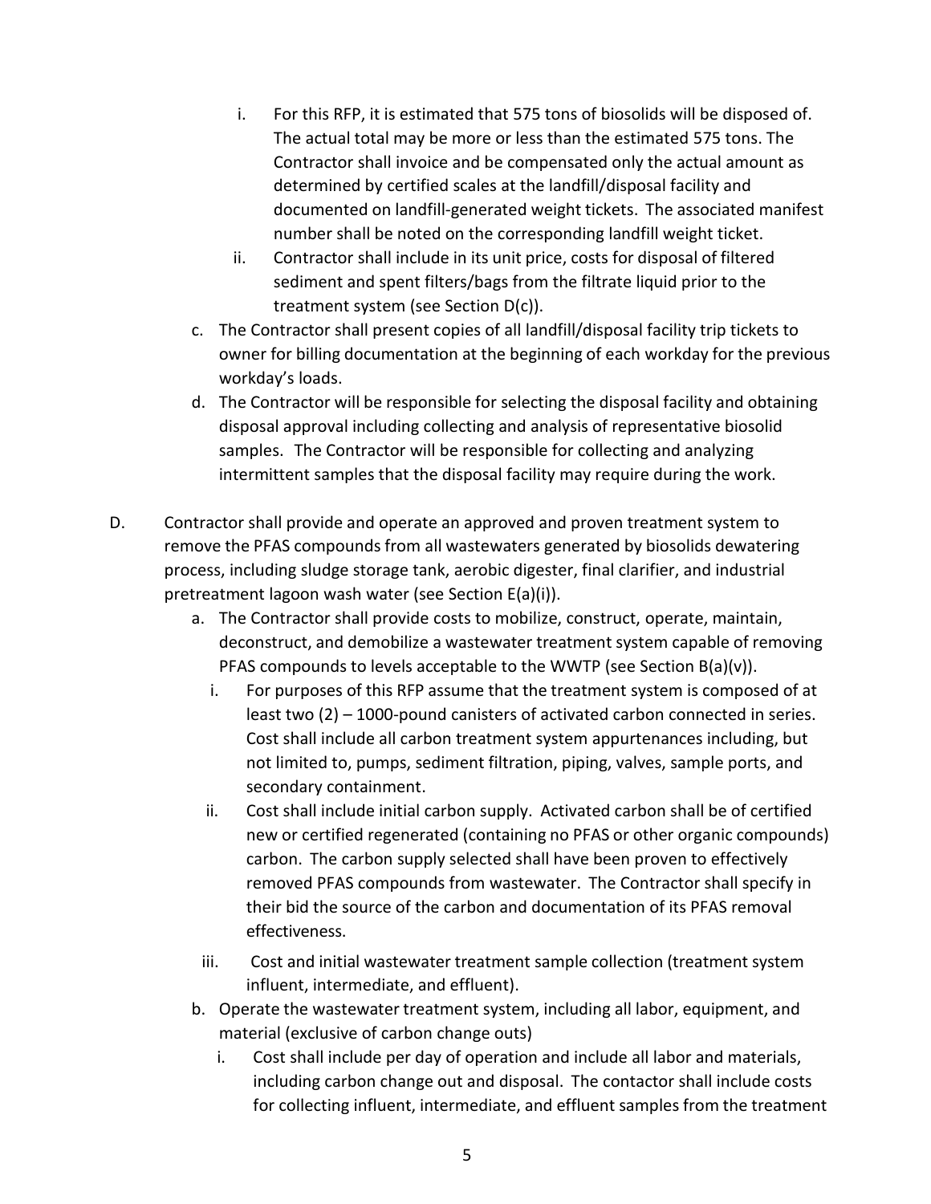i. For this RFP, it is estimated that 575 tons of biosolids will be disposed of. The actual total may be more or less than the estimated 575 tons. The Contractor shall invoice and be compensated only the actual amount as determined by certified scales at the landfill/disposal facility and documented on landfill-generated weight tickets. The associated manifest number shall be noted on the corresponding landfill weight ticket.
   ii. Contractor shall include in its unit price, costs for disposal of filtered sediment and spent filters/bags from the filtrate liquid prior to the treatment system (see Section D(c)).

c. The Contractor shall present copies of all landfill/disposal facility trip tickets to owner for billing documentation at the beginning of each workday for the previous workday's loads.

d. The Contractor will be responsible for selecting the disposal facility and obtaining disposal approval including collecting and analysis of representative biosolid samples. The Contractor will be responsible for collecting and analyzing intermittent samples that the disposal facility may require during the work.

D. Contractor shall provide and operate an approved and proven treatment system to remove the PFAS compounds from all wastewaters generated by biosolids dewatering process, including sludge storage tank, aerobic digester, final clarifier, and industrial pretreatment lagoon wash water (see Section E(a)(i)).

a. The Contractor shall provide costs to mobilize, construct, operate, maintain, deconstruct, and demobilize a wastewater treatment system capable of removing PFAS compounds to levels acceptable to the WWTP (see Section B(a)(v)).
   i. For purposes of this RFP assume that the treatment system is composed of at least two (2) – 1000-pound canisters of activated carbon connected in series. Cost shall include all carbon treatment system appurtenances including, but not limited to, pumps, sediment filtration, piping, valves, sample ports, and secondary containment.
   ii. Cost shall include initial carbon supply. Activated carbon shall be of certified new or certified regenerated (containing no PFAS or other organic compounds) carbon. The carbon supply selected shall have been proven to effectively removed PFAS compounds from wastewater. The Contractor shall specify in their bid the source of the carbon and documentation of its PFAS removal effectiveness.
   iii. Cost and initial wastewater treatment sample collection (treatment system influent, intermediate, and effluent).

b. Operate the wastewater treatment system, including all labor, equipment, and material (exclusive of carbon change outs)
   i. Cost shall include per day of operation and include all labor and materials, including carbon change out and disposal. The contactor shall include costs for collecting influent, intermediate, and effluent samples from the treatment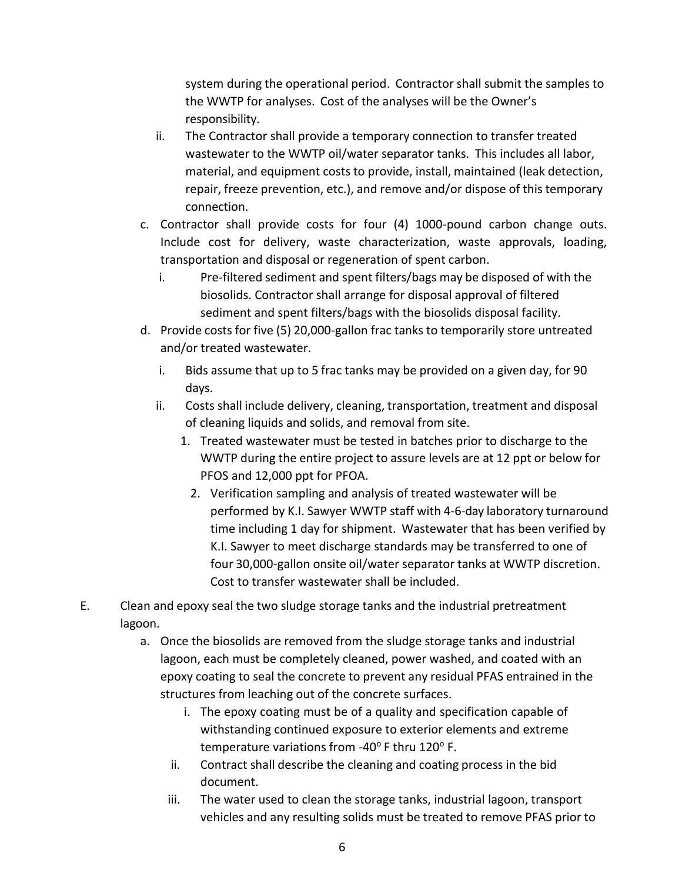system during the operational period. Contractor shall submit the samples to the WWTP for analyses. Cost of the analyses will be the Owner's responsibility.

  ii. The Contractor shall provide a temporary connection to transfer treated wastewater to the WWTP oil/water separator tanks. This includes all labor, material, and equipment costs to provide, install, maintained (leak detection, repair, freeze prevention, etc.), and remove and/or dispose of this temporary connection.

c. Contractor shall provide costs for four (4) 1000-pound carbon change outs. Include cost for delivery, waste characterization, waste approvals, loading, transportation and disposal or regeneration of spent carbon.

  i. Pre-filtered sediment and spent filters/bags may be disposed of with the biosolids. Contractor shall arrange for disposal approval of filtered sediment and spent filters/bags with the biosolids disposal facility.

d. Provide costs for five (5) 20,000-gallon frac tanks to temporarily store untreated and/or treated wastewater.

  i. Bids assume that up to 5 frac tanks may be provided on a given day, for 90 days.

  ii. Costs shall include delivery, cleaning, transportation, treatment and disposal of cleaning liquids and solids, and removal from site.

    1. Treated wastewater must be tested in batches prior to discharge to the WWTP during the entire project to assure levels are at 12 ppt or below for PFOS and 12,000 ppt for PFOA.

    2. Verification sampling and analysis of treated wastewater will be performed by K.I. Sawyer WWTP staff with 4-6-day laboratory turnaround time including 1 day for shipment. Wastewater that has been verified by K.I. Sawyer to meet discharge standards may be transferred to one of four 30,000-gallon onsite oil/water separator tanks at WWTP discretion. Cost to transfer wastewater shall be included.

E. Clean and epoxy seal the two sludge storage tanks and the industrial pretreatment lagoon.

  a. Once the biosolids are removed from the sludge storage tanks and industrial lagoon, each must be completely cleaned, power washed, and coated with an epoxy coating to seal the concrete to prevent any residual PFAS entrained in the structures from leaching out of the concrete surfaces.

    i. The epoxy coating must be of a quality and specification capable of withstanding continued exposure to exterior elements and extreme temperature variations from -40$^{o}$ F thru 120$^{o}$ F.

    ii. Contract shall describe the cleaning and coating process in the bid document.

    iii. The water used to clean the storage tanks, industrial lagoon, transport vehicles and any resulting solids must be treated to remove PFAS prior to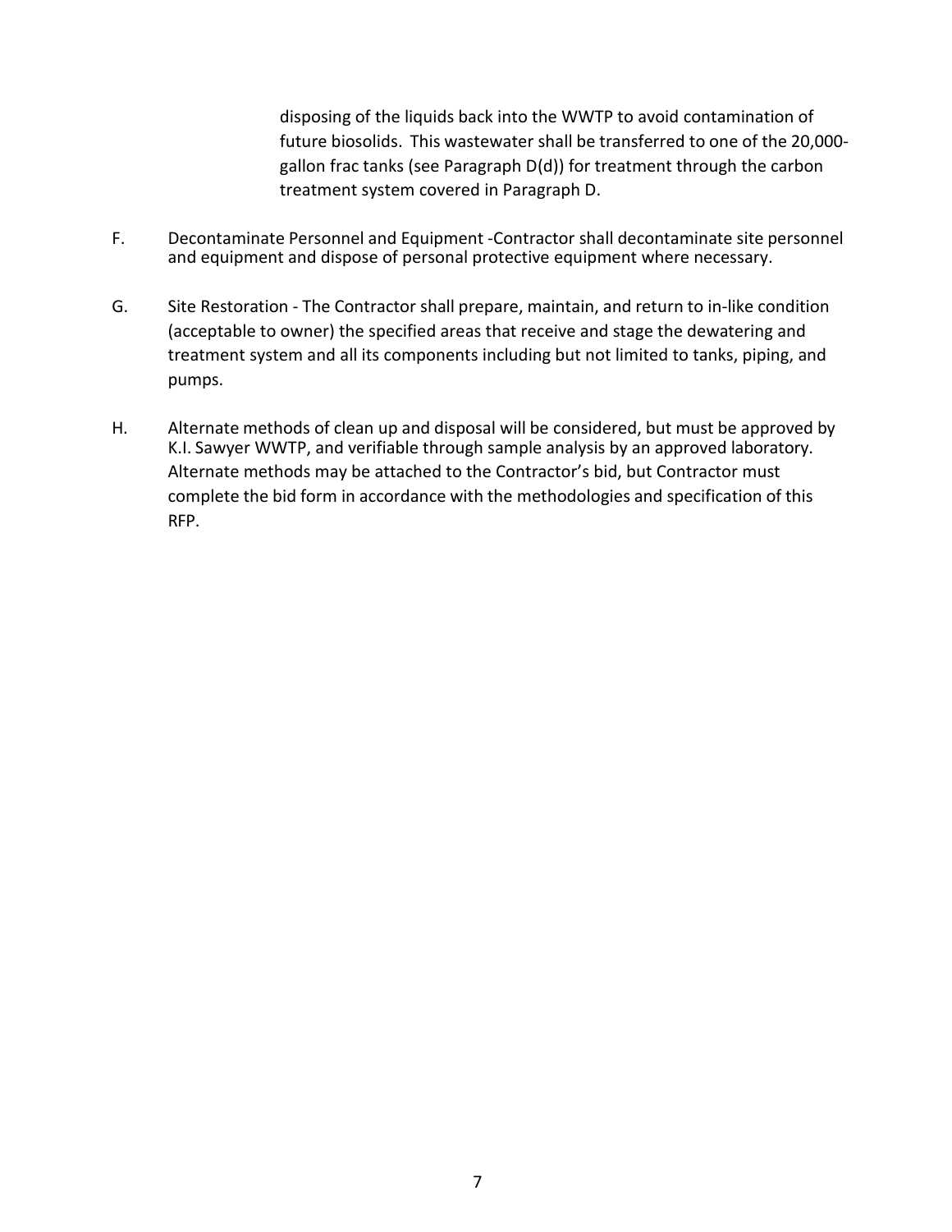disposing of the liquids back into the WWTP to avoid contamination of future biosolids. This wastewater shall be transferred to one of the 20,000-gallon frac tanks (see Paragraph D(d)) for treatment through the carbon treatment system covered in Paragraph D.

F. Decontaminate Personnel and Equipment -Contractor shall decontaminate site personnel and equipment and dispose of personal protective equipment where necessary.

G. Site Restoration - The Contractor shall prepare, maintain, and return to in-like condition (acceptable to owner) the specified areas that receive and stage the dewatering and treatment system and all its components including but not limited to tanks, piping, and pumps.

H. Alternate methods of clean up and disposal will be considered, but must be approved by K.I. Sawyer WWTP, and verifiable through sample analysis by an approved laboratory. Alternate methods may be attached to the Contractor's bid, but Contractor must complete the bid form in accordance with the methodologies and specification of this RFP.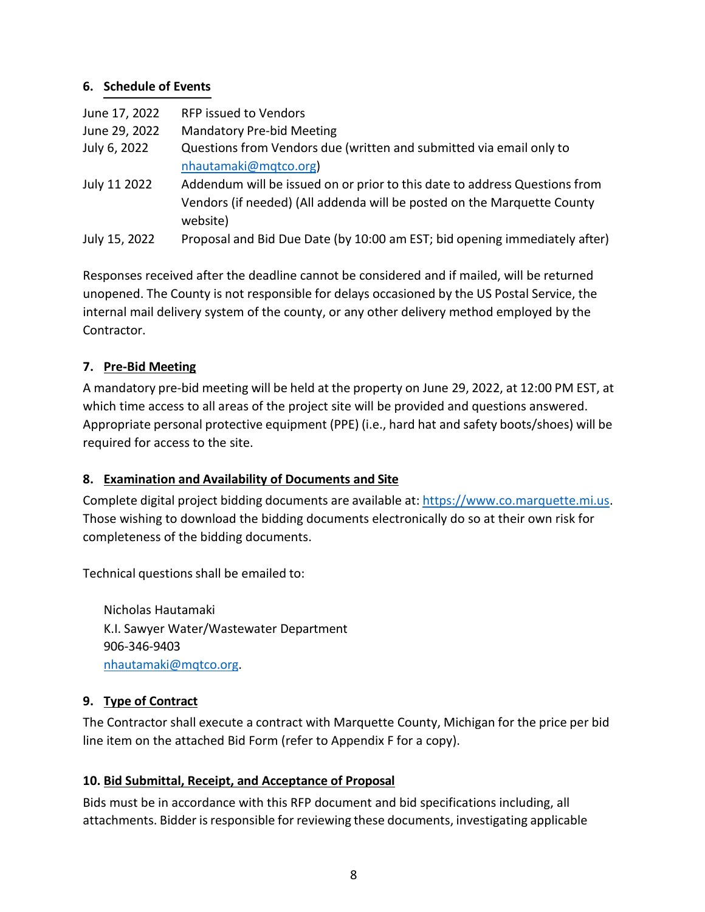## 6. Schedule of Events

| | |
|---|---|
| June 17, 2022 | RFP issued to Vendors |
| June 29, 2022 | Mandatory Pre-bid Meeting |
| July 6, 2022 | Questions from Vendors due (written and submitted via email only to nhautamaki@mqtco.org) |
| July 11 2022 | Addendum will be issued on or prior to this date to address Questions from Vendors (if needed) (All addenda will be posted on the Marquette County website) |
| July 15, 2022 | Proposal and Bid Due Date (by 10:00 am EST; bid opening immediately after) |

Responses received after the deadline cannot be considered and if mailed, will be returned unopened. The County is not responsible for delays occasioned by the US Postal Service, the internal mail delivery system of the county, or any other delivery method employed by the Contractor.

## 7. Pre-Bid Meeting

A mandatory pre-bid meeting will be held at the property on June 29, 2022, at 12:00 PM EST, at which time access to all areas of the project site will be provided and questions answered. Appropriate personal protective equipment (PPE) (i.e., hard hat and safety boots/shoes) will be required for access to the site.

## 8. Examination and Availability of Documents and Site

Complete digital project bidding documents are available at: https://www.co.marquette.mi.us. Those wishing to download the bidding documents electronically do so at their own risk for completeness of the bidding documents.

Technical questions shall be emailed to:

Nicholas Hautamaki
K.I. Sawyer Water/Wastewater Department
906-346-9403
nhautamaki@mqtco.org.

## 9. Type of Contract

The Contractor shall execute a contract with Marquette County, Michigan for the price per bid line item on the attached Bid Form (refer to Appendix F for a copy).

## 10. Bid Submittal, Receipt, and Acceptance of Proposal

Bids must be in accordance with this RFP document and bid specifications including, all attachments. Bidder is responsible for reviewing these documents, investigating applicable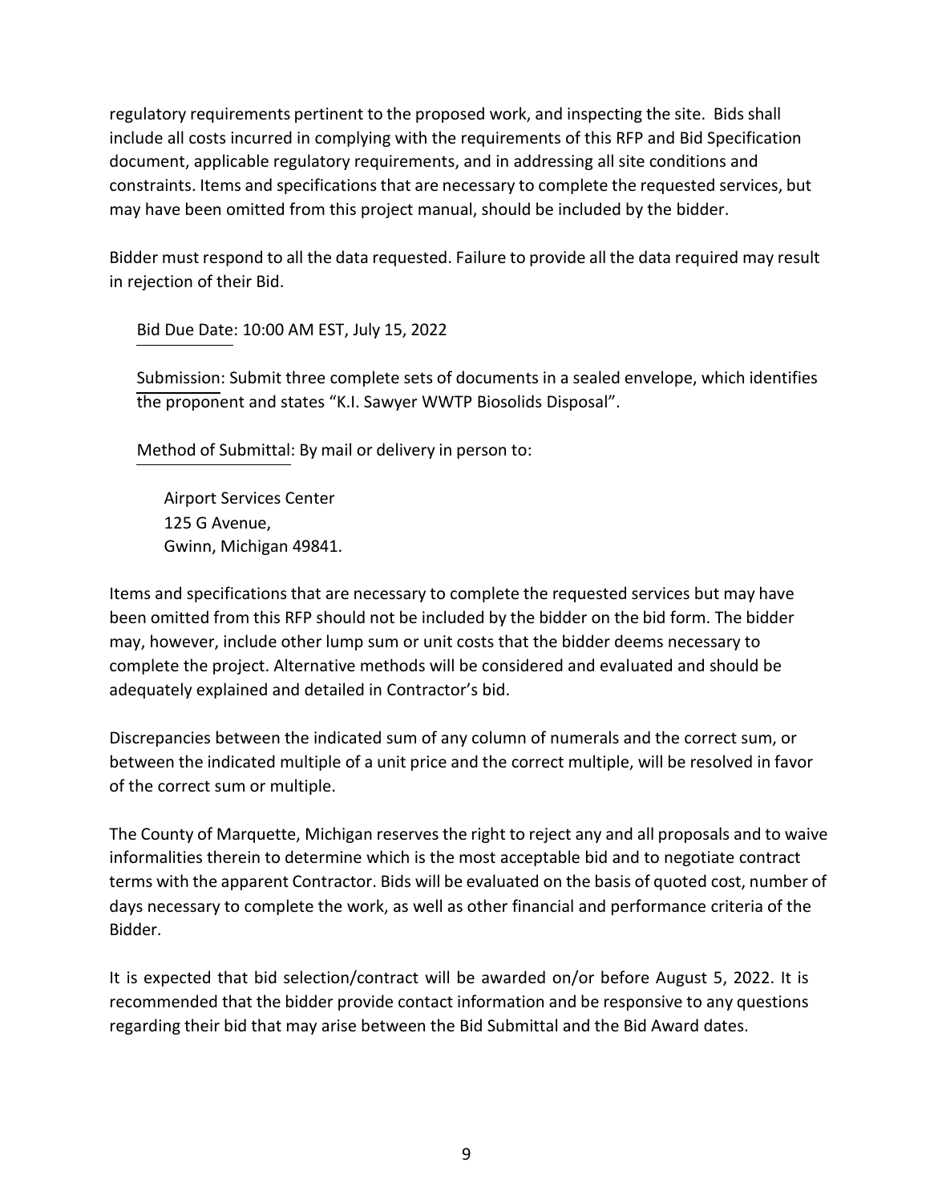regulatory requirements pertinent to the proposed work, and inspecting the site. Bids shall include all costs incurred in complying with the requirements of this RFP and Bid Specification document, applicable regulatory requirements, and in addressing all site conditions and constraints. Items and specifications that are necessary to complete the requested services, but may have been omitted from this project manual, should be included by the bidder.

Bidder must respond to all the data requested. Failure to provide all the data required may result in rejection of their Bid.

Bid Due Date: 10:00 AM EST, July 15, 2022

Submission: Submit three complete sets of documents in a sealed envelope, which identifies the proponent and states "K.I. Sawyer WWTP Biosolids Disposal".

Method of Submittal: By mail or delivery in person to:

Airport Services Center  
125 G Avenue,  
Gwinn, Michigan 49841.

Items and specifications that are necessary to complete the requested services but may have been omitted from this RFP should not be included by the bidder on the bid form. The bidder may, however, include other lump sum or unit costs that the bidder deems necessary to complete the project. Alternative methods will be considered and evaluated and should be adequately explained and detailed in Contractor's bid.

Discrepancies between the indicated sum of any column of numerals and the correct sum, or between the indicated multiple of a unit price and the correct multiple, will be resolved in favor of the correct sum or multiple.

The County of Marquette, Michigan reserves the right to reject any and all proposals and to waive informalities therein to determine which is the most acceptable bid and to negotiate contract terms with the apparent Contractor. Bids will be evaluated on the basis of quoted cost, number of days necessary to complete the work, as well as other financial and performance criteria of the Bidder.

It is expected that bid selection/contract will be awarded on/or before August 5, 2022. It is recommended that the bidder provide contact information and be responsive to any questions regarding their bid that may arise between the Bid Submittal and the Bid Award dates.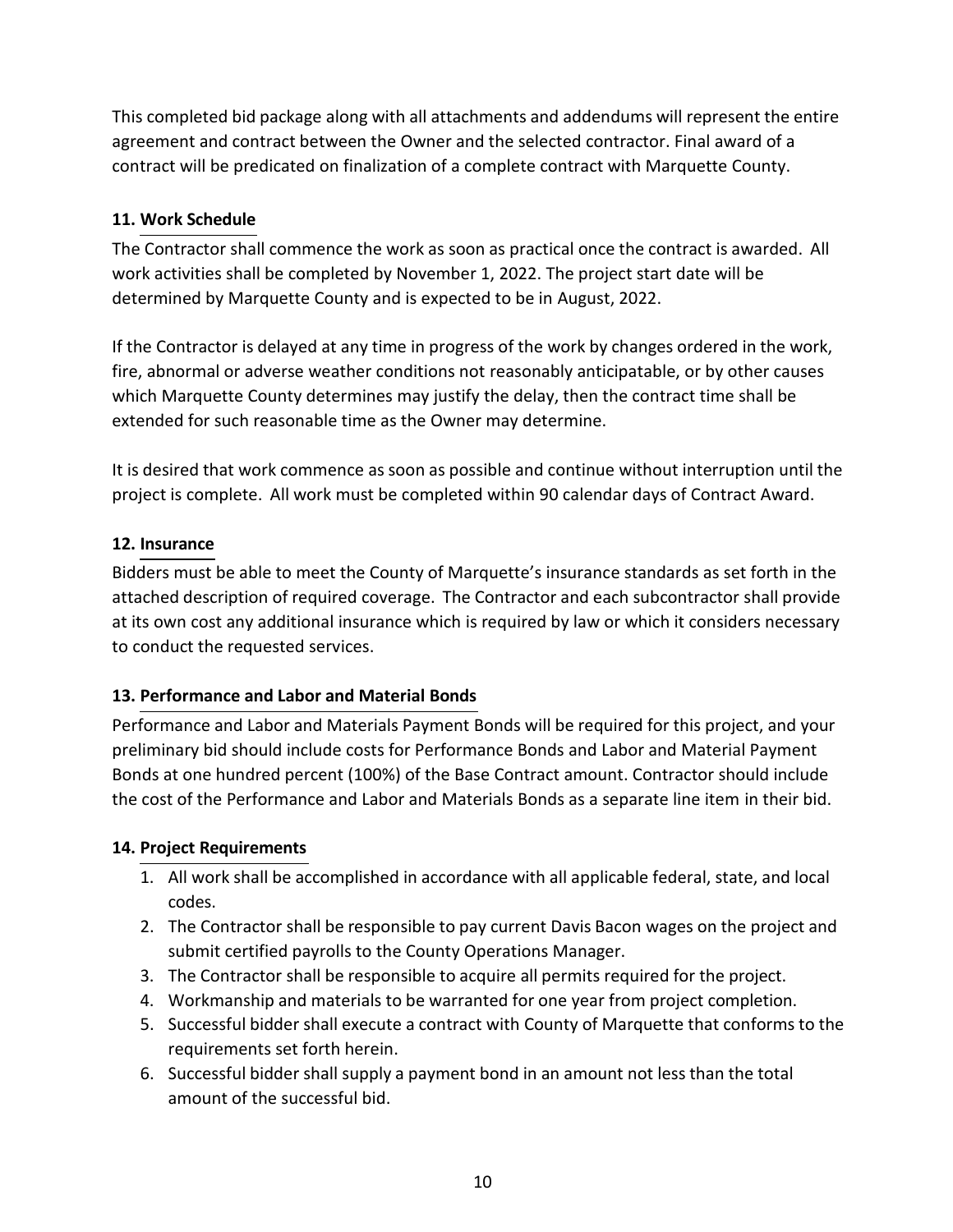This completed bid package along with all attachments and addendums will represent the entire agreement and contract between the Owner and the selected contractor. Final award of a contract will be predicated on finalization of a complete contract with Marquette County.

### 11. Work Schedule

The Contractor shall commence the work as soon as practical once the contract is awarded. All work activities shall be completed by November 1, 2022. The project start date will be determined by Marquette County and is expected to be in August, 2022.

If the Contractor is delayed at any time in progress of the work by changes ordered in the work, fire, abnormal or adverse weather conditions not reasonably anticipatable, or by other causes which Marquette County determines may justify the delay, then the contract time shall be extended for such reasonable time as the Owner may determine.

It is desired that work commence as soon as possible and continue without interruption until the project is complete. All work must be completed within 90 calendar days of Contract Award.

### 12. Insurance

Bidders must be able to meet the County of Marquette's insurance standards as set forth in the attached description of required coverage. The Contractor and each subcontractor shall provide at its own cost any additional insurance which is required by law or which it considers necessary to conduct the requested services.

### 13. Performance and Labor and Material Bonds

Performance and Labor and Materials Payment Bonds will be required for this project, and your preliminary bid should include costs for Performance Bonds and Labor and Material Payment Bonds at one hundred percent (100%) of the Base Contract amount. Contractor should include the cost of the Performance and Labor and Materials Bonds as a separate line item in their bid.

### 14. Project Requirements

1. All work shall be accomplished in accordance with all applicable federal, state, and local codes.
2. The Contractor shall be responsible to pay current Davis Bacon wages on the project and submit certified payrolls to the County Operations Manager.
3. The Contractor shall be responsible to acquire all permits required for the project.
4. Workmanship and materials to be warranted for one year from project completion.
5. Successful bidder shall execute a contract with County of Marquette that conforms to the requirements set forth herein.
6. Successful bidder shall supply a payment bond in an amount not less than the total amount of the successful bid.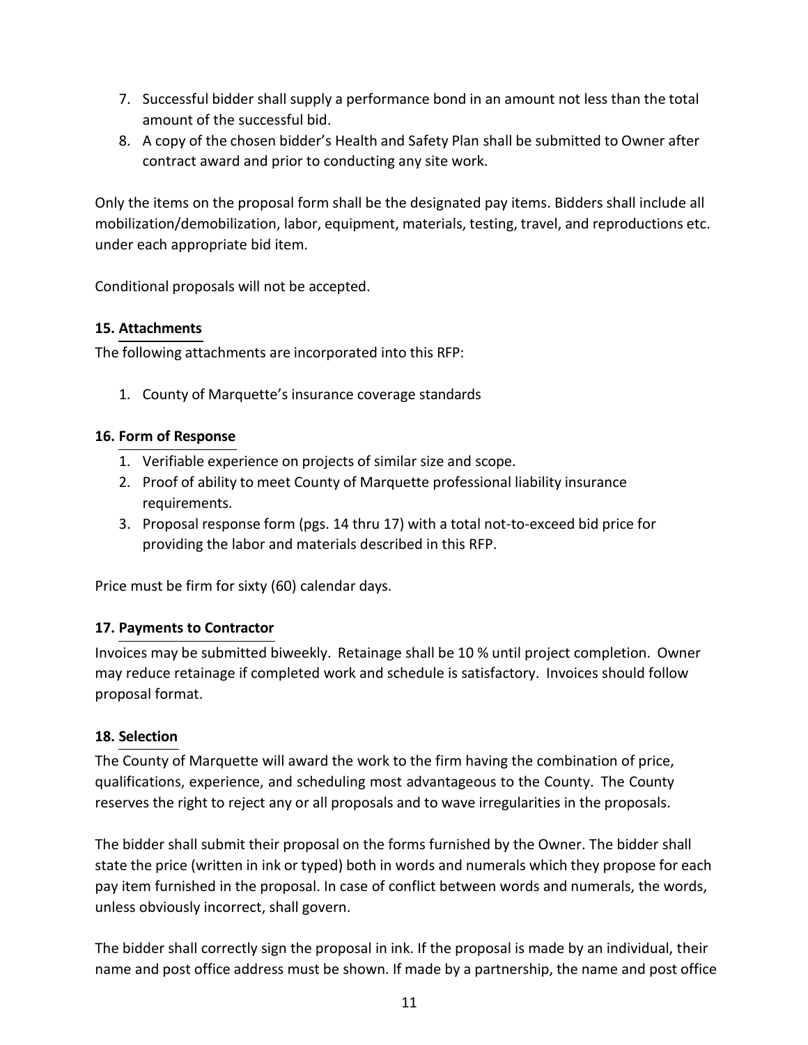7. Successful bidder shall supply a performance bond in an amount not less than the total amount of the successful bid.
8. A copy of the chosen bidder's Health and Safety Plan shall be submitted to Owner after contract award and prior to conducting any site work.

Only the items on the proposal form shall be the designated pay items. Bidders shall include all mobilization/demobilization, labor, equipment, materials, testing, travel, and reproductions etc. under each appropriate bid item.

Conditional proposals will not be accepted.

**15. Attachments**

The following attachments are incorporated into this RFP:

1. County of Marquette's insurance coverage standards

**16. Form of Response**

1. Verifiable experience on projects of similar size and scope.
2. Proof of ability to meet County of Marquette professional liability insurance requirements.
3. Proposal response form (pgs. 14 thru 17) with a total not-to-exceed bid price for providing the labor and materials described in this RFP.

Price must be firm for sixty (60) calendar days.

**17. Payments to Contractor**

Invoices may be submitted biweekly. Retainage shall be 10 % until project completion. Owner may reduce retainage if completed work and schedule is satisfactory. Invoices should follow proposal format.

**18. Selection**

The County of Marquette will award the work to the firm having the combination of price, qualifications, experience, and scheduling most advantageous to the County. The County reserves the right to reject any or all proposals and to wave irregularities in the proposals.

The bidder shall submit their proposal on the forms furnished by the Owner. The bidder shall state the price (written in ink or typed) both in words and numerals which they propose for each pay item furnished in the proposal. In case of conflict between words and numerals, the words, unless obviously incorrect, shall govern.

The bidder shall correctly sign the proposal in ink. If the proposal is made by an individual, their name and post office address must be shown. If made by a partnership, the name and post office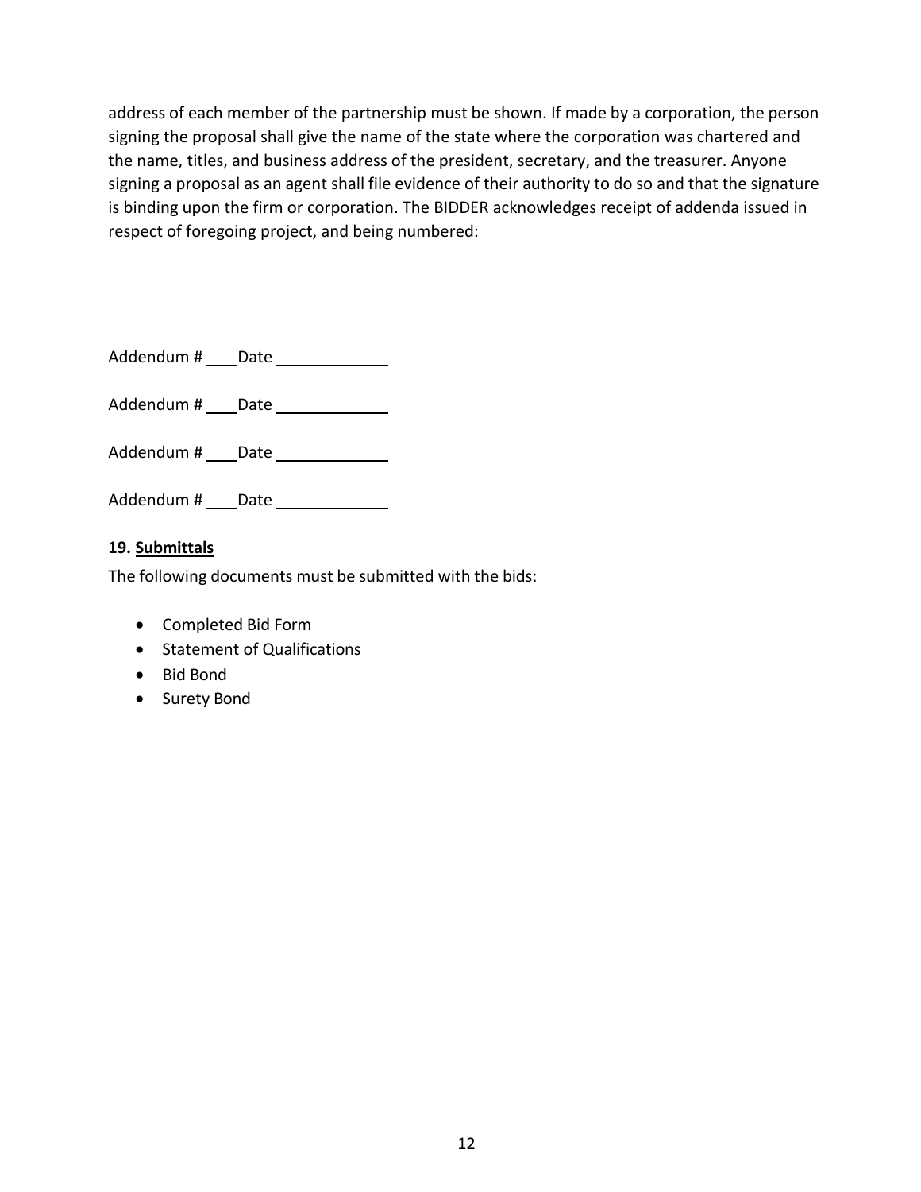address of each member of the partnership must be shown. If made by a corporation, the person signing the proposal shall give the name of the state where the corporation was chartered and the name, titles, and business address of the president, secretary, and the treasurer. Anyone signing a proposal as an agent shall file evidence of their authority to do so and that the signature is binding upon the firm or corporation. The BIDDER acknowledges receipt of addenda issued in respect of foregoing project, and being numbered:

Addendum # ____Date ____________

Addendum # ____Date ____________

Addendum # ____Date ____________

Addendum # ____Date ____________

**19. Submittals**

The following documents must be submitted with the bids:

- Completed Bid Form
- Statement of Qualifications
- Bid Bond
- Surety Bond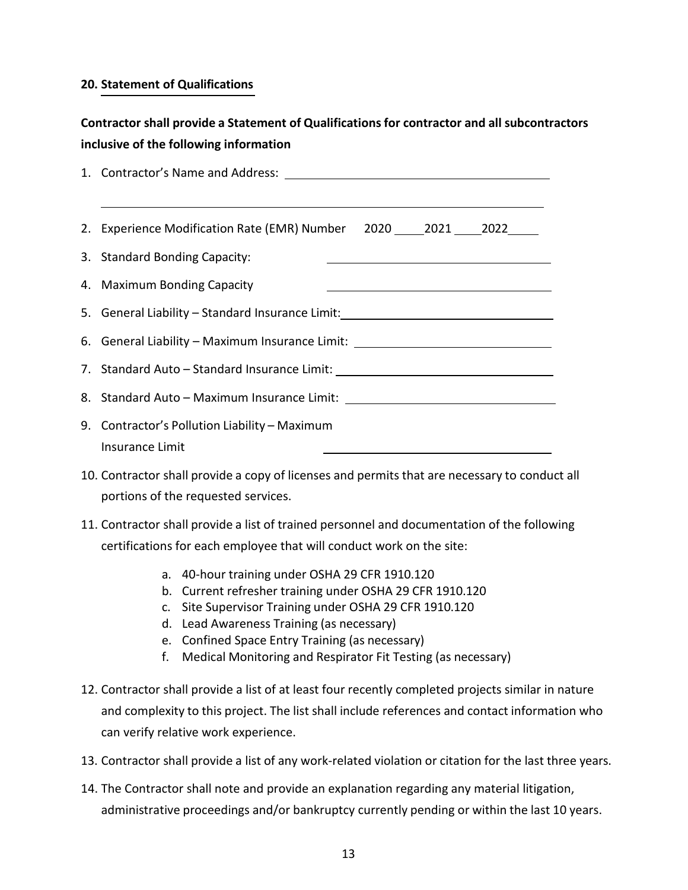**20. Statement of Qualifications**

**Contractor shall provide a Statement of Qualifications for contractor and all subcontractors inclusive of the following information**

1. Contractor's Name and Address: ________________________________________

   ________________________________________________________________________

2. Experience Modification Rate (EMR) Number 2020 ____ 2021 ____ 2022 ____
3. Standard Bonding Capacity: ________________________________
4. Maximum Bonding Capacity ________________________________
5. General Liability – Standard Insurance Limit: ________________________________
6. General Liability – Maximum Insurance Limit: ________________________________
7. Standard Auto – Standard Insurance Limit: ________________________________
8. Standard Auto – Maximum Insurance Limit: ________________________________
9. Contractor's Pollution Liability – Maximum Insurance Limit ________________________________
10. Contractor shall provide a copy of licenses and permits that are necessary to conduct all portions of the requested services.
11. Contractor shall provide a list of trained personnel and documentation of the following certifications for each employee that will conduct work on the site:
    a. 40-hour training under OSHA 29 CFR 1910.120
    b. Current refresher training under OSHA 29 CFR 1910.120
    c. Site Supervisor Training under OSHA 29 CFR 1910.120
    d. Lead Awareness Training (as necessary)
    e. Confined Space Entry Training (as necessary)
    f. Medical Monitoring and Respirator Fit Testing (as necessary)
12. Contractor shall provide a list of at least four recently completed projects similar in nature and complexity to this project. The list shall include references and contact information who can verify relative work experience.
13. Contractor shall provide a list of any work-related violation or citation for the last three years.
14. The Contractor shall note and provide an explanation regarding any material litigation, administrative proceedings and/or bankruptcy currently pending or within the last 10 years.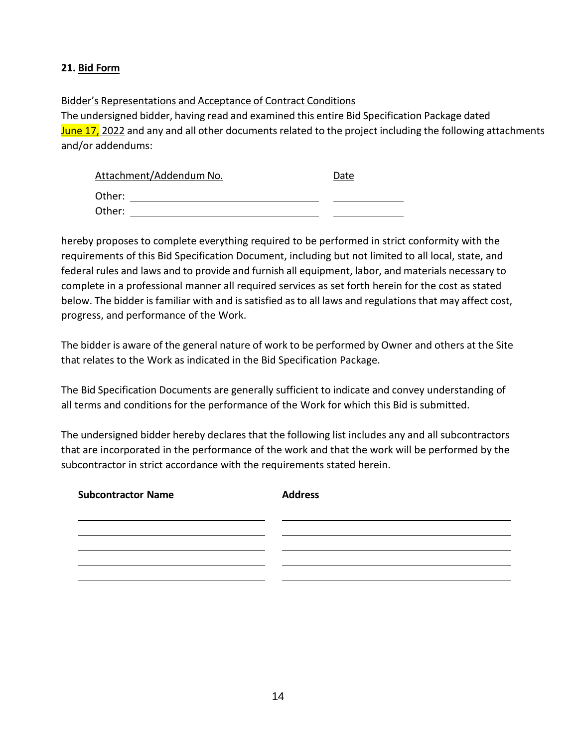**21. Bid Form**

Bidder's Representations and Acceptance of Contract Conditions

The undersigned bidder, having read and examined this entire Bid Specification Package dated June 17, 2022 and any and all other documents related to the project including the following attachments and/or addendums:

| Attachment/Addendum No. | Date |
|---|---|
| Other: ______________________________ | __________ |
| Other: ______________________________ | __________ |

hereby proposes to complete everything required to be performed in strict conformity with the requirements of this Bid Specification Document, including but not limited to all local, state, and federal rules and laws and to provide and furnish all equipment, labor, and materials necessary to complete in a professional manner all required services as set forth herein for the cost as stated below. The bidder is familiar with and is satisfied as to all laws and regulations that may affect cost, progress, and performance of the Work.

The bidder is aware of the general nature of work to be performed by Owner and others at the Site that relates to the Work as indicated in the Bid Specification Package.

The Bid Specification Documents are generally sufficient to indicate and convey understanding of all terms and conditions for the performance of the Work for which this Bid is submitted.

The undersigned bidder hereby declares that the following list includes any and all subcontractors that are incorporated in the performance of the work and that the work will be performed by the subcontractor in strict accordance with the requirements stated herein.

| Subcontractor Name | Address |
|---|---|
| | |
| | |
| | |
| | |
| | |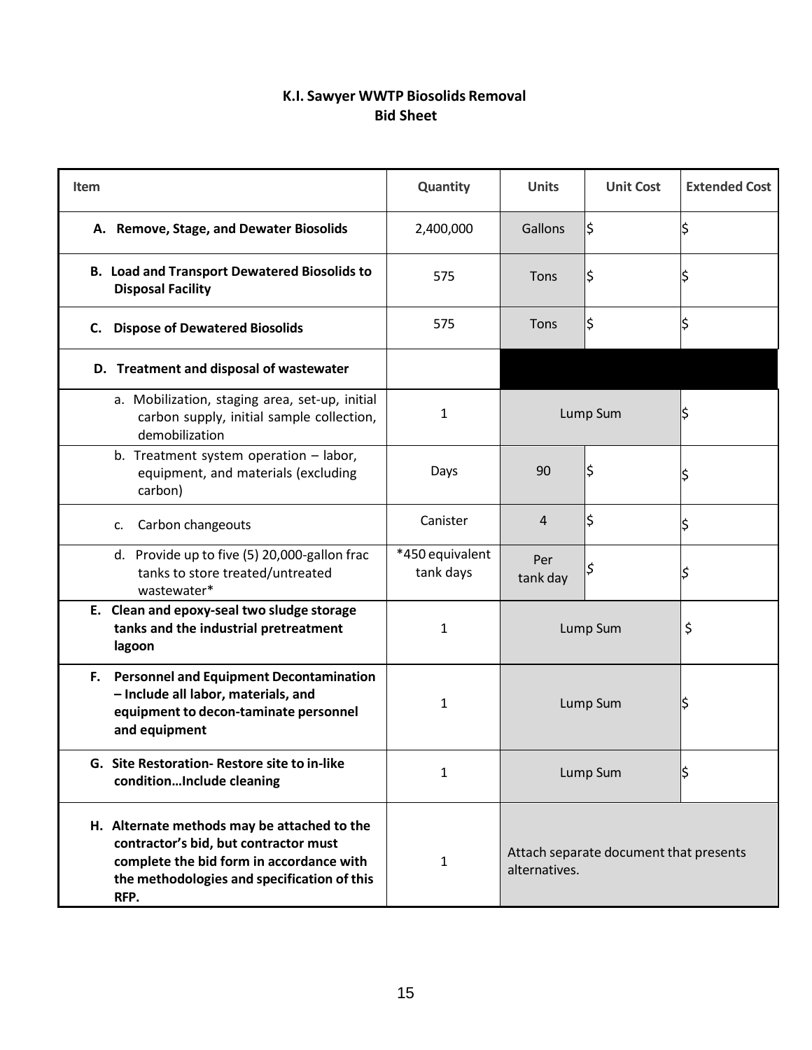# K.I. Sawyer WWTP Biosolids Removal
## Bid Sheet

| Item | Quantity | Units | Unit Cost | Extended Cost |
|---|---|---|---|---|
| **A. Remove, Stage, and Dewater Biosolids** | 2,400,000 | Gallons | $ | $ |
| **B. Load and Transport Dewatered Biosolids to Disposal Facility** | 575 | Tons | $ | $ |
| **C. Dispose of Dewatered Biosolids** | 575 | Tons | $ | $ |
| **D. Treatment and disposal of wastewater** | | | | |
| a. Mobilization, staging area, set-up, initial carbon supply, initial sample collection, demobilization | 1 | Lump Sum | | $ |
| b. Treatment system operation – labor, equipment, and materials (excluding carbon) | Days | 90 | $ | $ |
| c. Carbon changeouts | Canister | 4 | $ | $ |
| d. Provide up to five (5) 20,000-gallon frac tanks to store treated/untreated wastewater* | *450 equivalent tank days | Per tank day | $ | $ |
| **E. Clean and epoxy-seal two sludge storage tanks and the industrial pretreatment lagoon** | 1 | Lump Sum | | $ |
| **F. Personnel and Equipment Decontamination – Include all labor, materials, and equipment to decon-taminate personnel and equipment** | 1 | Lump Sum | | $ |
| **G. Site Restoration- Restore site to in-like condition…Include cleaning** | 1 | Lump Sum | | $ |
| **H. Alternate methods may be attached to the contractor's bid, but contractor must complete the bid form in accordance with the methodologies and specification of this RFP.** | 1 | Attach separate document that presents alternatives. | | |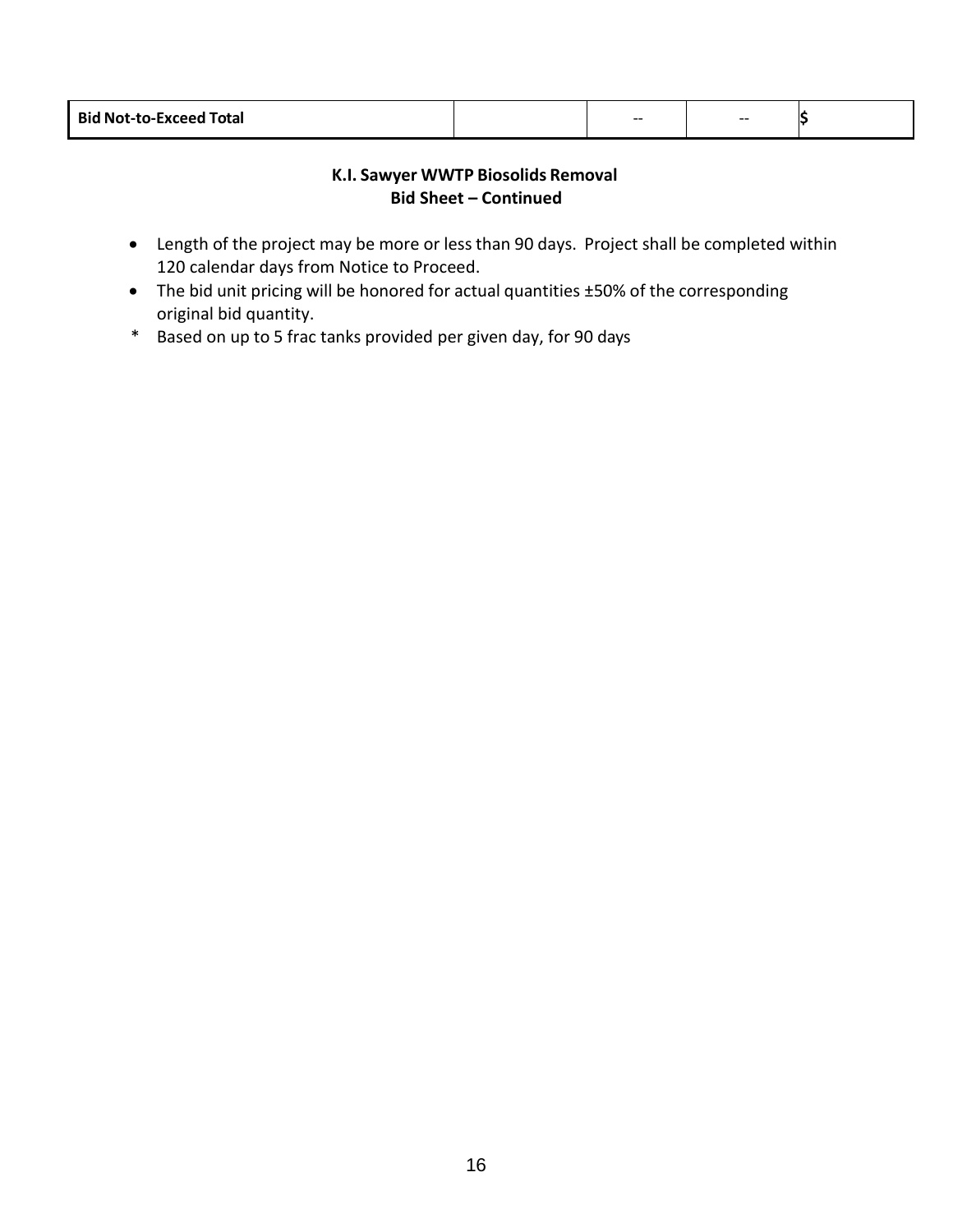| Bid Not-to-Exceed Total | | -- | -- | $ |
| --- | --- | --- | --- | --- |

**K.I. Sawyer WWTP Biosolids Removal**
**Bid Sheet – Continued**

- Length of the project may be more or less than 90 days. Project shall be completed within 120 calendar days from Notice to Proceed.
- The bid unit pricing will be honored for actual quantities ±50% of the corresponding original bid quantity.

\* Based on up to 5 frac tanks provided per given day, for 90 days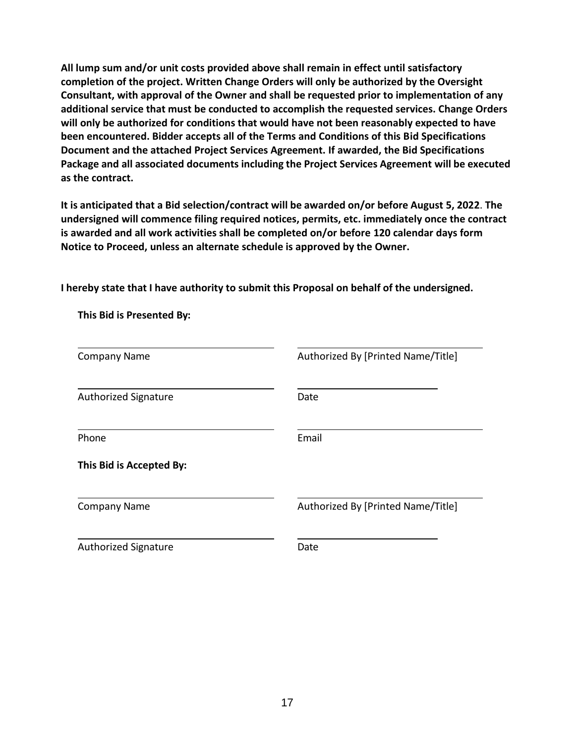**All lump sum and/or unit costs provided above shall remain in effect until satisfactory completion of the project. Written Change Orders will only be authorized by the Oversight Consultant, with approval of the Owner and shall be requested prior to implementation of any additional service that must be conducted to accomplish the requested services. Change Orders will only be authorized for conditions that would have not been reasonably expected to have been encountered. Bidder accepts all of the Terms and Conditions of this Bid Specifications Document and the attached Project Services Agreement. If awarded, the Bid Specifications Package and all associated documents including the Project Services Agreement will be executed as the contract.**

**It is anticipated that a Bid selection/contract will be awarded on/or before August 5, 2022. The undersigned will commence filing required notices, permits, etc. immediately once the contract is awarded and all work activities shall be completed on/or before 120 calendar days form Notice to Proceed, unless an alternate schedule is approved by the Owner.**

**I hereby state that I have authority to submit this Proposal on behalf of the undersigned.**

**This Bid is Presented By:**

| | |
|---|---|
| \_\_\_\_\_\_\_\_\_\_\_\_\_\_\_\_\_\_\_\_\_\_\_\_ | \_\_\_\_\_\_\_\_\_\_\_\_\_\_\_\_\_\_\_\_\_\_\_\_ |
| Company Name | Authorized By [Printed Name/Title] |
| \_\_\_\_\_\_\_\_\_\_\_\_\_\_\_\_\_\_\_\_\_\_\_\_ | \_\_\_\_\_\_\_\_\_\_\_\_\_\_\_\_\_\_\_\_\_\_\_\_ |
| Authorized Signature | Date |
| \_\_\_\_\_\_\_\_\_\_\_\_\_\_\_\_\_\_\_\_\_\_\_\_ | \_\_\_\_\_\_\_\_\_\_\_\_\_\_\_\_\_\_\_\_\_\_\_\_ |
| Phone | Email |

**This Bid is Accepted By:**

| | |
|---|---|
| \_\_\_\_\_\_\_\_\_\_\_\_\_\_\_\_\_\_\_\_\_\_\_\_ | \_\_\_\_\_\_\_\_\_\_\_\_\_\_\_\_\_\_\_\_\_\_\_\_ |
| Company Name | Authorized By [Printed Name/Title] |
| \_\_\_\_\_\_\_\_\_\_\_\_\_\_\_\_\_\_\_\_\_\_\_\_ | \_\_\_\_\_\_\_\_\_\_\_\_\_\_\_\_\_\_\_\_\_\_\_\_ |
| Authorized Signature | Date |